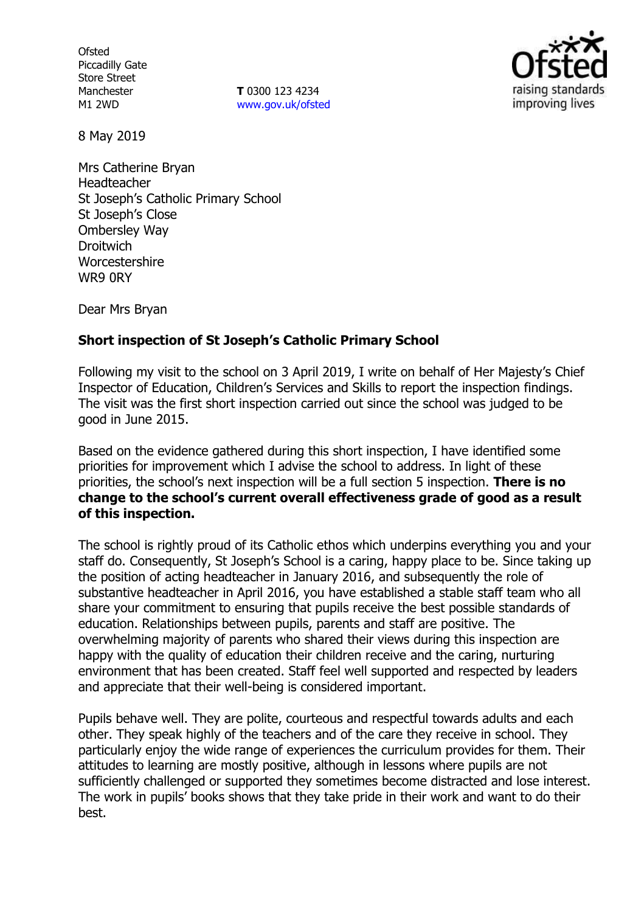Ofsted
Piccadilly Gate
Store Street
Manchester
M1 2WD

**T** 0300 123 4234
www.gov.uk/ofsted

8 May 2019

Mrs Catherine Bryan
Headteacher
St Joseph's Catholic Primary School
St Joseph's Close
Ombersley Way
Droitwich
Worcestershire
WR9 0RY

Dear Mrs Bryan

**Short inspection of St Joseph's Catholic Primary School**

Following my visit to the school on 3 April 2019, I write on behalf of Her Majesty's Chief Inspector of Education, Children's Services and Skills to report the inspection findings. The visit was the first short inspection carried out since the school was judged to be good in June 2015.

Based on the evidence gathered during this short inspection, I have identified some priorities for improvement which I advise the school to address. In light of these priorities, the school's next inspection will be a full section 5 inspection. **There is no change to the school's current overall effectiveness grade of good as a result of this inspection.**

The school is rightly proud of its Catholic ethos which underpins everything you and your staff do. Consequently, St Joseph's School is a caring, happy place to be. Since taking up the position of acting headteacher in January 2016, and subsequently the role of substantive headteacher in April 2016, you have established a stable staff team who all share your commitment to ensuring that pupils receive the best possible standards of education. Relationships between pupils, parents and staff are positive. The overwhelming majority of parents who shared their views during this inspection are happy with the quality of education their children receive and the caring, nurturing environment that has been created. Staff feel well supported and respected by leaders and appreciate that their well-being is considered important.

Pupils behave well. They are polite, courteous and respectful towards adults and each other. They speak highly of the teachers and of the care they receive in school. They particularly enjoy the wide range of experiences the curriculum provides for them. Their attitudes to learning are mostly positive, although in lessons where pupils are not sufficiently challenged or supported they sometimes become distracted and lose interest. The work in pupils' books shows that they take pride in their work and want to do their best.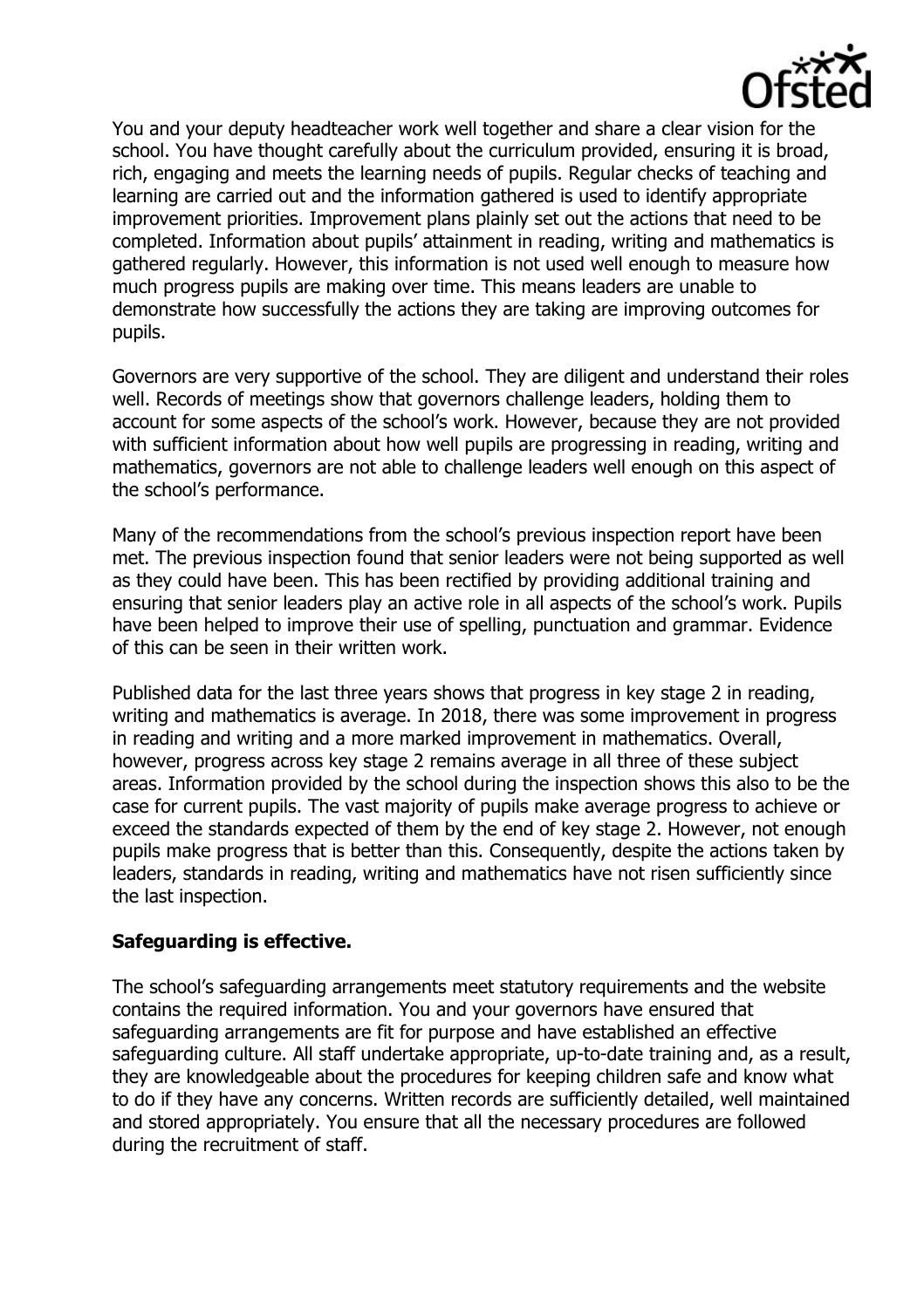You and your deputy headteacher work well together and share a clear vision for the school. You have thought carefully about the curriculum provided, ensuring it is broad, rich, engaging and meets the learning needs of pupils. Regular checks of teaching and learning are carried out and the information gathered is used to identify appropriate improvement priorities. Improvement plans plainly set out the actions that need to be completed. Information about pupils' attainment in reading, writing and mathematics is gathered regularly. However, this information is not used well enough to measure how much progress pupils are making over time. This means leaders are unable to demonstrate how successfully the actions they are taking are improving outcomes for pupils.

Governors are very supportive of the school. They are diligent and understand their roles well. Records of meetings show that governors challenge leaders, holding them to account for some aspects of the school's work. However, because they are not provided with sufficient information about how well pupils are progressing in reading, writing and mathematics, governors are not able to challenge leaders well enough on this aspect of the school's performance.

Many of the recommendations from the school's previous inspection report have been met. The previous inspection found that senior leaders were not being supported as well as they could have been. This has been rectified by providing additional training and ensuring that senior leaders play an active role in all aspects of the school's work. Pupils have been helped to improve their use of spelling, punctuation and grammar. Evidence of this can be seen in their written work.

Published data for the last three years shows that progress in key stage 2 in reading, writing and mathematics is average. In 2018, there was some improvement in progress in reading and writing and a more marked improvement in mathematics. Overall, however, progress across key stage 2 remains average in all three of these subject areas. Information provided by the school during the inspection shows this also to be the case for current pupils. The vast majority of pupils make average progress to achieve or exceed the standards expected of them by the end of key stage 2. However, not enough pupils make progress that is better than this. Consequently, despite the actions taken by leaders, standards in reading, writing and mathematics have not risen sufficiently since the last inspection.

**Safeguarding is effective.**

The school's safeguarding arrangements meet statutory requirements and the website contains the required information. You and your governors have ensured that safeguarding arrangements are fit for purpose and have established an effective safeguarding culture. All staff undertake appropriate, up-to-date training and, as a result, they are knowledgeable about the procedures for keeping children safe and know what to do if they have any concerns. Written records are sufficiently detailed, well maintained and stored appropriately. You ensure that all the necessary procedures are followed during the recruitment of staff.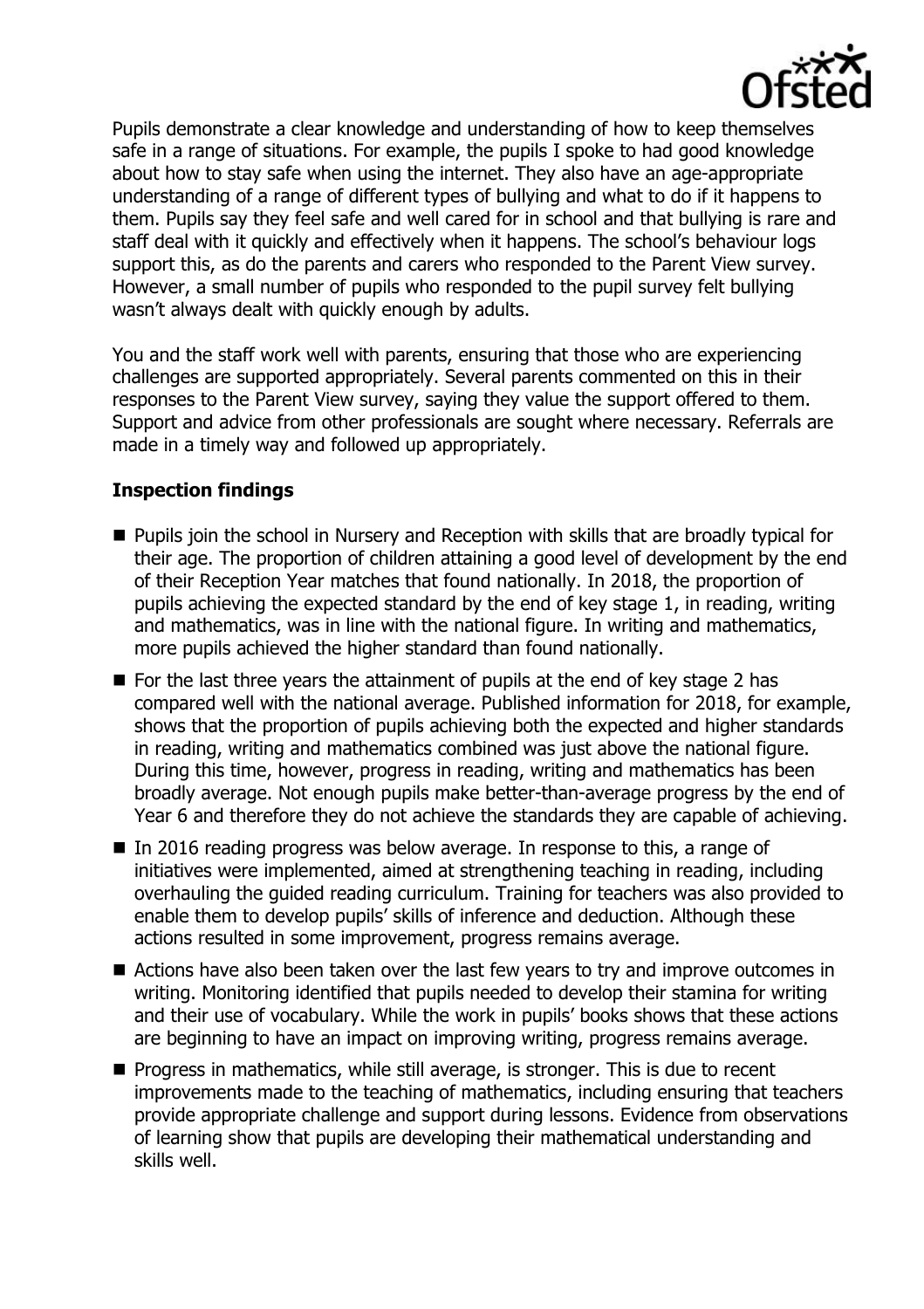Pupils demonstrate a clear knowledge and understanding of how to keep themselves safe in a range of situations. For example, the pupils I spoke to had good knowledge about how to stay safe when using the internet. They also have an age-appropriate understanding of a range of different types of bullying and what to do if it happens to them. Pupils say they feel safe and well cared for in school and that bullying is rare and staff deal with it quickly and effectively when it happens. The school's behaviour logs support this, as do the parents and carers who responded to the Parent View survey. However, a small number of pupils who responded to the pupil survey felt bullying wasn't always dealt with quickly enough by adults.

You and the staff work well with parents, ensuring that those who are experiencing challenges are supported appropriately. Several parents commented on this in their responses to the Parent View survey, saying they value the support offered to them. Support and advice from other professionals are sought where necessary. Referrals are made in a timely way and followed up appropriately.

## Inspection findings

- Pupils join the school in Nursery and Reception with skills that are broadly typical for their age. The proportion of children attaining a good level of development by the end of their Reception Year matches that found nationally. In 2018, the proportion of pupils achieving the expected standard by the end of key stage 1, in reading, writing and mathematics, was in line with the national figure. In writing and mathematics, more pupils achieved the higher standard than found nationally.
- For the last three years the attainment of pupils at the end of key stage 2 has compared well with the national average. Published information for 2018, for example, shows that the proportion of pupils achieving both the expected and higher standards in reading, writing and mathematics combined was just above the national figure. During this time, however, progress in reading, writing and mathematics has been broadly average. Not enough pupils make better-than-average progress by the end of Year 6 and therefore they do not achieve the standards they are capable of achieving.
- In 2016 reading progress was below average. In response to this, a range of initiatives were implemented, aimed at strengthening teaching in reading, including overhauling the guided reading curriculum. Training for teachers was also provided to enable them to develop pupils' skills of inference and deduction. Although these actions resulted in some improvement, progress remains average.
- Actions have also been taken over the last few years to try and improve outcomes in writing. Monitoring identified that pupils needed to develop their stamina for writing and their use of vocabulary. While the work in pupils' books shows that these actions are beginning to have an impact on improving writing, progress remains average.
- Progress in mathematics, while still average, is stronger. This is due to recent improvements made to the teaching of mathematics, including ensuring that teachers provide appropriate challenge and support during lessons. Evidence from observations of learning show that pupils are developing their mathematical understanding and skills well.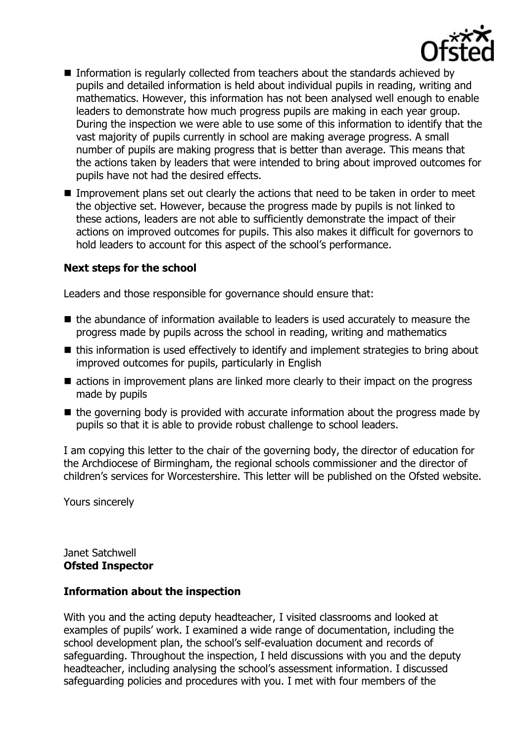- Information is regularly collected from teachers about the standards achieved by pupils and detailed information is held about individual pupils in reading, writing and mathematics. However, this information has not been analysed well enough to enable leaders to demonstrate how much progress pupils are making in each year group. During the inspection we were able to use some of this information to identify that the vast majority of pupils currently in school are making average progress. A small number of pupils are making progress that is better than average. This means that the actions taken by leaders that were intended to bring about improved outcomes for pupils have not had the desired effects.
- Improvement plans set out clearly the actions that need to be taken in order to meet the objective set. However, because the progress made by pupils is not linked to these actions, leaders are not able to sufficiently demonstrate the impact of their actions on improved outcomes for pupils. This also makes it difficult for governors to hold leaders to account for this aspect of the school's performance.

**Next steps for the school**

Leaders and those responsible for governance should ensure that:

- the abundance of information available to leaders is used accurately to measure the progress made by pupils across the school in reading, writing and mathematics
- this information is used effectively to identify and implement strategies to bring about improved outcomes for pupils, particularly in English
- actions in improvement plans are linked more clearly to their impact on the progress made by pupils
- the governing body is provided with accurate information about the progress made by pupils so that it is able to provide robust challenge to school leaders.

I am copying this letter to the chair of the governing body, the director of education for the Archdiocese of Birmingham, the regional schools commissioner and the director of children's services for Worcestershire. This letter will be published on the Ofsted website.

Yours sincerely

Janet Satchwell
**Ofsted Inspector**

**Information about the inspection**

With you and the acting deputy headteacher, I visited classrooms and looked at examples of pupils' work. I examined a wide range of documentation, including the school development plan, the school's self-evaluation document and records of safeguarding. Throughout the inspection, I held discussions with you and the deputy headteacher, including analysing the school's assessment information. I discussed safeguarding policies and procedures with you. I met with four members of the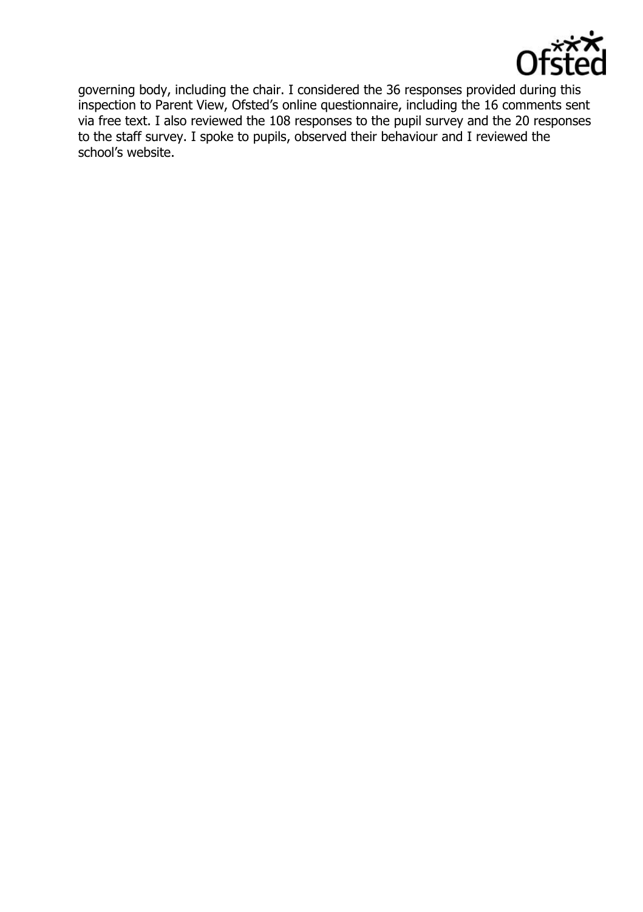governing body, including the chair. I considered the 36 responses provided during this inspection to Parent View, Ofsted's online questionnaire, including the 16 comments sent via free text. I also reviewed the 108 responses to the pupil survey and the 20 responses to the staff survey. I spoke to pupils, observed their behaviour and I reviewed the school's website.